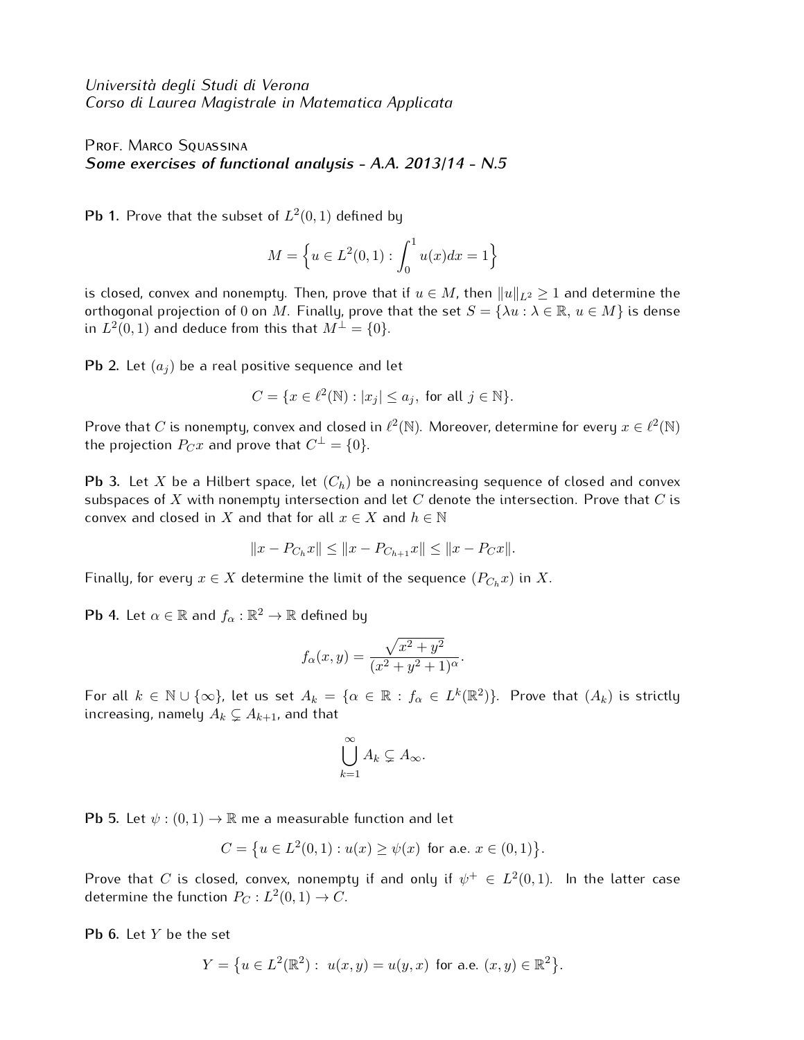*Università degli Studi di Verona*
*Corso di Laurea Magistrale in Matematica Applicata*

Prof. Marco Squassina
***Some exercises of functional analysis - A.A. 2013/14 - N.5***

**Pb 1.** Prove that the subset of $L^2(0,1)$ defined by

$$M = \Big\{ u \in L^2(0,1) : \int_0^1 u(x)dx = 1 \Big\}$$

is closed, convex and nonempty. Then, prove that if $u \in M$, then $\|u\|_{L^2} \geq 1$ and determine the orthogonal projection of 0 on $M$. Finally, prove that the set $S = \{\lambda u : \lambda \in \mathbb{R},\, u \in M\}$ is dense in $L^2(0,1)$ and deduce from this that $M^\perp = \{0\}$.

**Pb 2.** Let $(a_j)$ be a real positive sequence and let

$$C = \{x \in \ell^2(\mathbb{N}) : |x_j| \leq a_j, \text{ for all } j \in \mathbb{N}\}.$$

Prove that $C$ is nonempty, convex and closed in $\ell^2(\mathbb{N})$. Moreover, determine for every $x \in \ell^2(\mathbb{N})$ the projection $P_C x$ and prove that $C^\perp = \{0\}$.

**Pb 3.** Let $X$ be a Hilbert space, let $(C_h)$ be a nonincreasing sequence of closed and convex subspaces of $X$ with nonempty intersection and let $C$ denote the intersection. Prove that $C$ is convex and closed in $X$ and that for all $x \in X$ and $h \in \mathbb{N}$

$$\|x - P_{C_h}x\| \leq \|x - P_{C_{h+1}}x\| \leq \|x - P_C x\|.$$

Finally, for every $x \in X$ determine the limit of the sequence $(P_{C_h}x)$ in $X$.

**Pb 4.** Let $\alpha \in \mathbb{R}$ and $f_\alpha : \mathbb{R}^2 \to \mathbb{R}$ defined by

$$f_\alpha(x,y) = \frac{\sqrt{x^2+y^2}}{(x^2+y^2+1)^\alpha}.$$

For all $k \in \mathbb{N} \cup \{\infty\}$, let us set $A_k = \{\alpha \in \mathbb{R} : f_\alpha \in L^k(\mathbb{R}^2)\}$. Prove that $(A_k)$ is strictly increasing, namely $A_k \subsetneq A_{k+1}$, and that

$$\bigcup_{k=1}^{\infty} A_k \subsetneq A_\infty.$$

**Pb 5.** Let $\psi : (0,1) \to \mathbb{R}$ me a measurable function and let

$$C = \big\{ u \in L^2(0,1) : u(x) \geq \psi(x) \text{ for a.e. } x \in (0,1) \big\}.$$

Prove that $C$ is closed, convex, nonempty if and only if $\psi^+ \in L^2(0,1)$. In the latter case determine the function $P_C : L^2(0,1) \to C$.

**Pb 6.** Let $Y$ be the set

$$Y = \big\{ u \in L^2(\mathbb{R}^2) : \; u(x,y) = u(y,x) \text{ for a.e. } (x,y) \in \mathbb{R}^2 \big\}.$$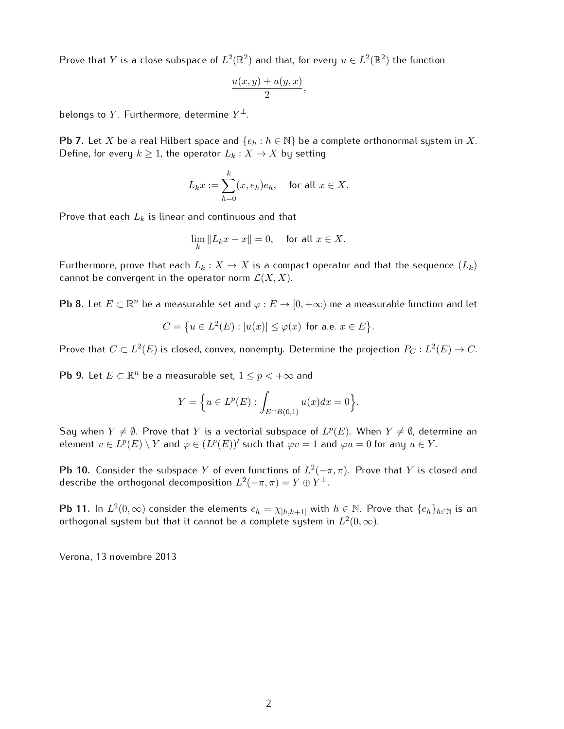Prove that $Y$ is a close subspace of $L^2(\mathbb{R}^2)$ and that, for every $u \in L^2(\mathbb{R}^2)$ the function

$$\frac{u(x,y) + u(y,x)}{2},$$

belongs to $Y$. Furthermore, determine $Y^\perp$.

**Pb 7.** Let $X$ be a real Hilbert space and $\{e_h : h \in \mathbb{N}\}$ be a complete orthonormal system in $X$. Define, for every $k \geq 1$, the operator $L_k : X \to X$ by setting

$$L_k x := \sum_{h=0}^{k} (x, e_h) e_h, \quad \text{for all } x \in X.$$

Prove that each $L_k$ is linear and continuous and that

$$\lim_k \|L_k x - x\| = 0, \quad \text{for all } x \in X.$$

Furthermore, prove that each $L_k : X \to X$ is a compact operator and that the sequence $(L_k)$ cannot be convergent in the operator norm $\mathcal{L}(X, X)$.

**Pb 8.** Let $E \subset \mathbb{R}^n$ be a measurable set and $\varphi : E \to [0, +\infty)$ me a measurable function and let

$$C = \big\{ u \in L^2(E) : |u(x)| \leq \varphi(x) \text{ for a.e. } x \in E \big\}.$$

Prove that $C \subset L^2(E)$ is closed, convex, nonempty. Determine the projection $P_C : L^2(E) \to C$.

**Pb 9.** Let $E \subset \mathbb{R}^n$ be a measurable set, $1 \leq p < +\infty$ and

$$Y = \Big\{ u \in L^p(E) : \int_{E \cap B(0,1)} u(x)dx = 0 \Big\}.$$

Say when $Y \neq \emptyset$. Prove that $Y$ is a vectorial subspace of $L^p(E)$. When $Y \neq \emptyset$, determine an element $v \in L^p(E) \setminus Y$ and $\varphi \in (L^p(E))'$ such that $\varphi v = 1$ and $\varphi u = 0$ for any $u \in Y$.

**Pb 10.** Consider the subspace $Y$ of even functions of $L^2(-\pi, \pi)$. Prove that $Y$ is closed and describe the orthogonal decomposition $L^2(-\pi, \pi) = Y \oplus Y^\perp$.

**Pb 11.** In $L^2(0, \infty)$ consider the elements $e_h = \chi_{]h, h+1[}$ with $h \in \mathbb{N}$. Prove that $\{e_h\}_{h \in \mathbb{N}}$ is an orthogonal system but that it cannot be a complete system in $L^2(0, \infty)$.

Verona, 13 novembre 2013